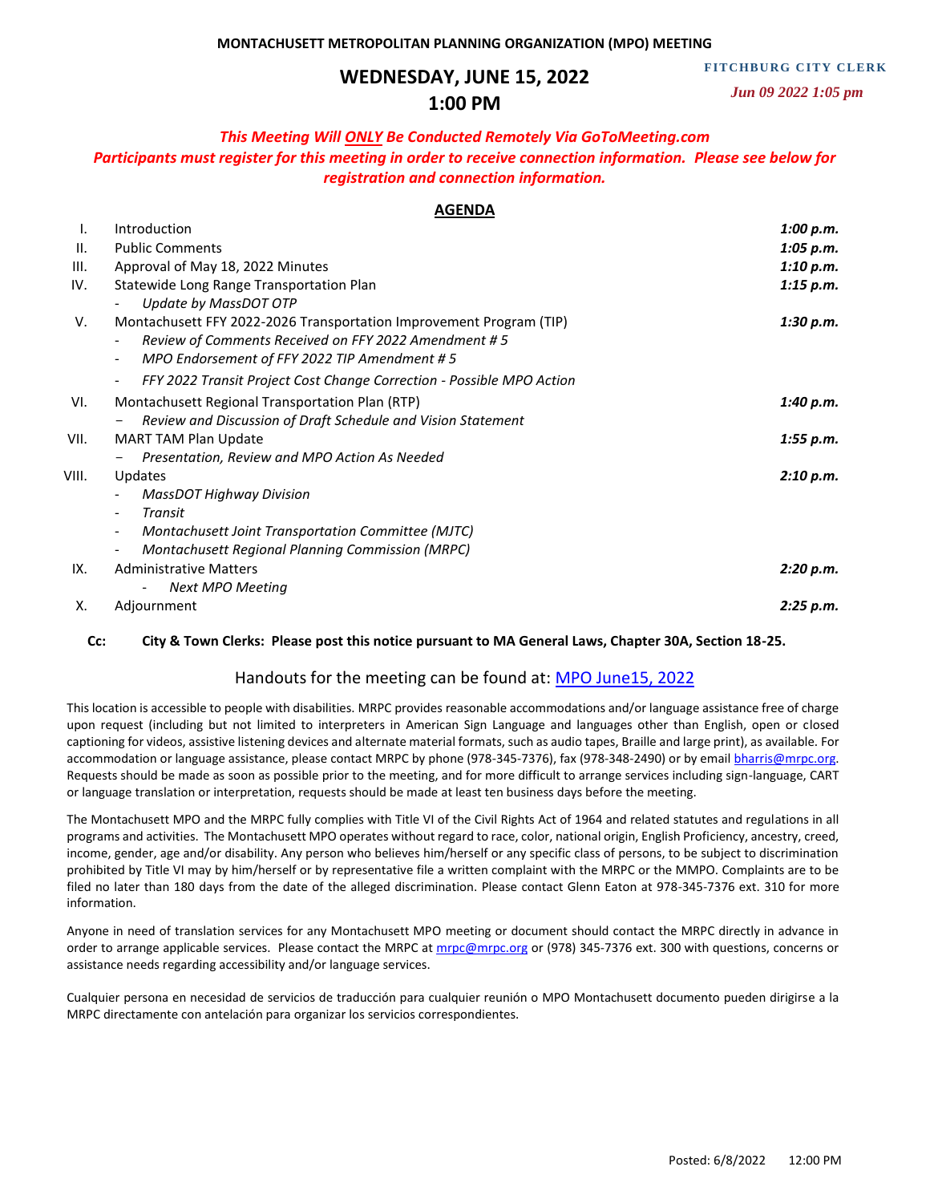**MONTACHUSETT METROPOLITAN PLANNING ORGANIZATION (MPO) MEETING**

FITCHBURG CITY CLERK
*Jun 09 2022 1:05 pm*

# WEDNESDAY, JUNE 15, 2022
# 1:00 PM

***This Meeting Will ONLY Be Conducted Remotely Via GoToMeeting.com***
***Participants must register for this meeting in order to receive connection information. Please see below for registration and connection information.***

## AGENDA

| | | |
|---|---|---|
| I. | Introduction | *1:00 p.m.* |
| II. | Public Comments | *1:05 p.m.* |
| III. | Approval of May 18, 2022 Minutes | *1:10 p.m.* |
| IV. | Statewide Long Range Transportation Plan<br>- *Update by MassDOT OTP* | *1:15 p.m.* |
| V. | Montachusett FFY 2022-2026 Transportation Improvement Program (TIP)<br>- *Review of Comments Received on FFY 2022 Amendment # 5*<br>- *MPO Endorsement of FFY 2022 TIP Amendment # 5*<br>- *FFY 2022 Transit Project Cost Change Correction - Possible MPO Action* | *1:30 p.m.* |
| VI. | Montachusett Regional Transportation Plan (RTP)<br>- *Review and Discussion of Draft Schedule and Vision Statement* | *1:40 p.m.* |
| VII. | MART TAM Plan Update<br>- *Presentation, Review and MPO Action As Needed* | *1:55 p.m.* |
| VIII. | Updates<br>- *MassDOT Highway Division*<br>- *Transit*<br>- *Montachusett Joint Transportation Committee (MJTC)*<br>- *Montachusett Regional Planning Commission (MRPC)* | *2:10 p.m.* |
| IX. | Administrative Matters<br>- *Next MPO Meeting* | *2:20 p.m.* |
| X. | Adjournment | *2:25 p.m.* |

**Cc: City & Town Clerks: Please post this notice pursuant to MA General Laws, Chapter 30A, Section 18-25.**

Handouts for the meeting can be found at: MPO June15, 2022

This location is accessible to people with disabilities. MRPC provides reasonable accommodations and/or language assistance free of charge upon request (including but not limited to interpreters in American Sign Language and languages other than English, open or closed captioning for videos, assistive listening devices and alternate material formats, such as audio tapes, Braille and large print), as available. For accommodation or language assistance, please contact MRPC by phone (978-345-7376), fax (978-348-2490) or by email bharris@mrpc.org. Requests should be made as soon as possible prior to the meeting, and for more difficult to arrange services including sign-language, CART or language translation or interpretation, requests should be made at least ten business days before the meeting.

The Montachusett MPO and the MRPC fully complies with Title VI of the Civil Rights Act of 1964 and related statutes and regulations in all programs and activities. The Montachusett MPO operates without regard to race, color, national origin, English Proficiency, ancestry, creed, income, gender, age and/or disability. Any person who believes him/herself or any specific class of persons, to be subject to discrimination prohibited by Title VI may by him/herself or by representative file a written complaint with the MRPC or the MMPO. Complaints are to be filed no later than 180 days from the date of the alleged discrimination. Please contact Glenn Eaton at 978-345-7376 ext. 310 for more information.

Anyone in need of translation services for any Montachusett MPO meeting or document should contact the MRPC directly in advance in order to arrange applicable services. Please contact the MRPC at mrpc@mrpc.org or (978) 345-7376 ext. 300 with questions, concerns or assistance needs regarding accessibility and/or language services.

Cualquier persona en necesidad de servicios de traducción para cualquier reunión o MPO Montachusett documento pueden dirigirse a la MRPC directamente con antelación para organizar los servicios correspondientes.

Posted: 6/8/2022 12:00 PM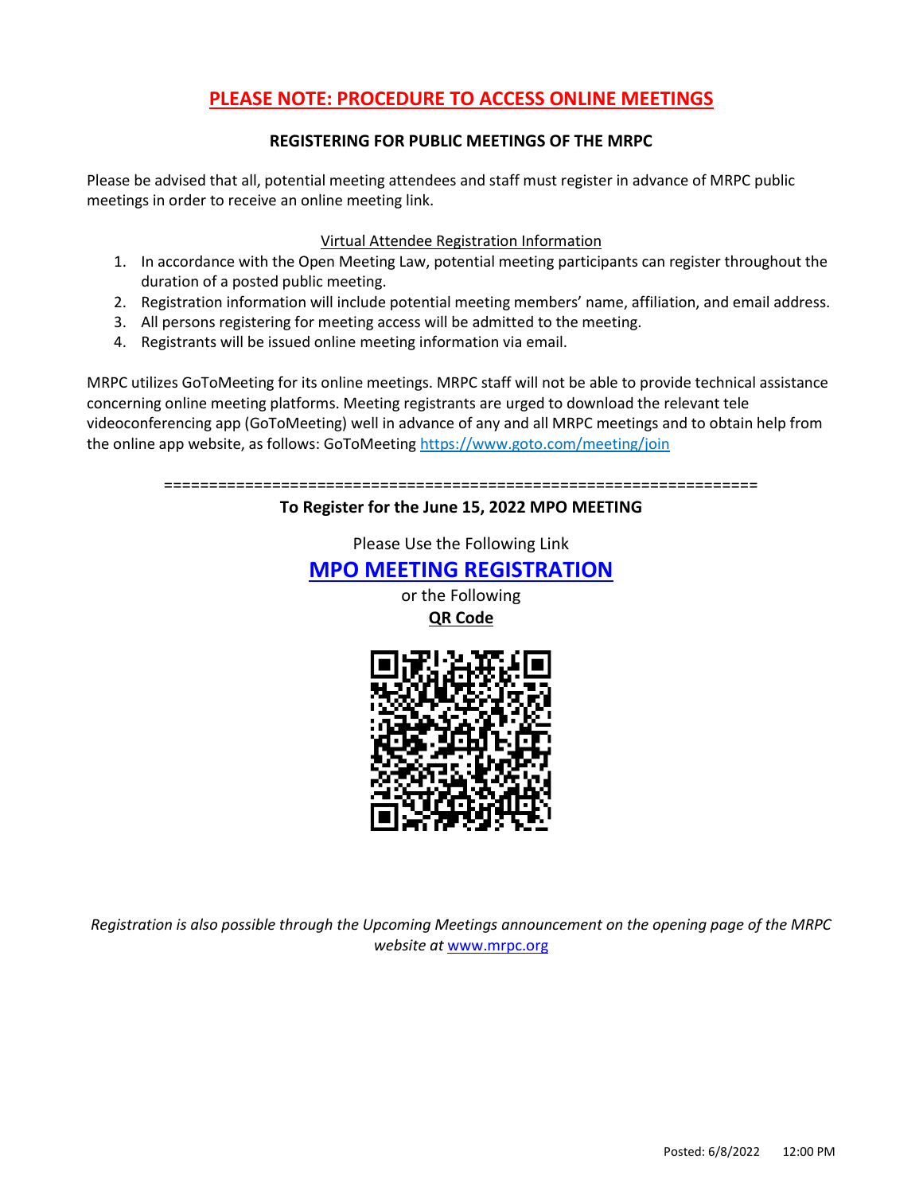# PLEASE NOTE: PROCEDURE TO ACCESS ONLINE MEETINGS

**REGISTERING FOR PUBLIC MEETINGS OF THE MRPC**

Please be advised that all, potential meeting attendees and staff must register in advance of MRPC public meetings in order to receive an online meeting link.

Virtual Attendee Registration Information

1. In accordance with the Open Meeting Law, potential meeting participants can register throughout the duration of a posted public meeting.
2. Registration information will include potential meeting members' name, affiliation, and email address.
3. All persons registering for meeting access will be admitted to the meeting.
4. Registrants will be issued online meeting information via email.

MRPC utilizes GoToMeeting for its online meetings. MRPC staff will not be able to provide technical assistance concerning online meeting platforms. Meeting registrants are urged to download the relevant tele videoconferencing app (GoToMeeting) well in advance of any and all MRPC meetings and to obtain help from the online app website, as follows: GoToMeeting https://www.goto.com/meeting/join

==================================================================

**To Register for the June 15, 2022 MPO MEETING**

Please Use the Following Link

**MPO MEETING REGISTRATION**

or the Following

**QR Code**

*Registration is also possible through the Upcoming Meetings announcement on the opening page of the MRPC website at* www.mrpc.org

Posted: 6/8/2022 12:00 PM